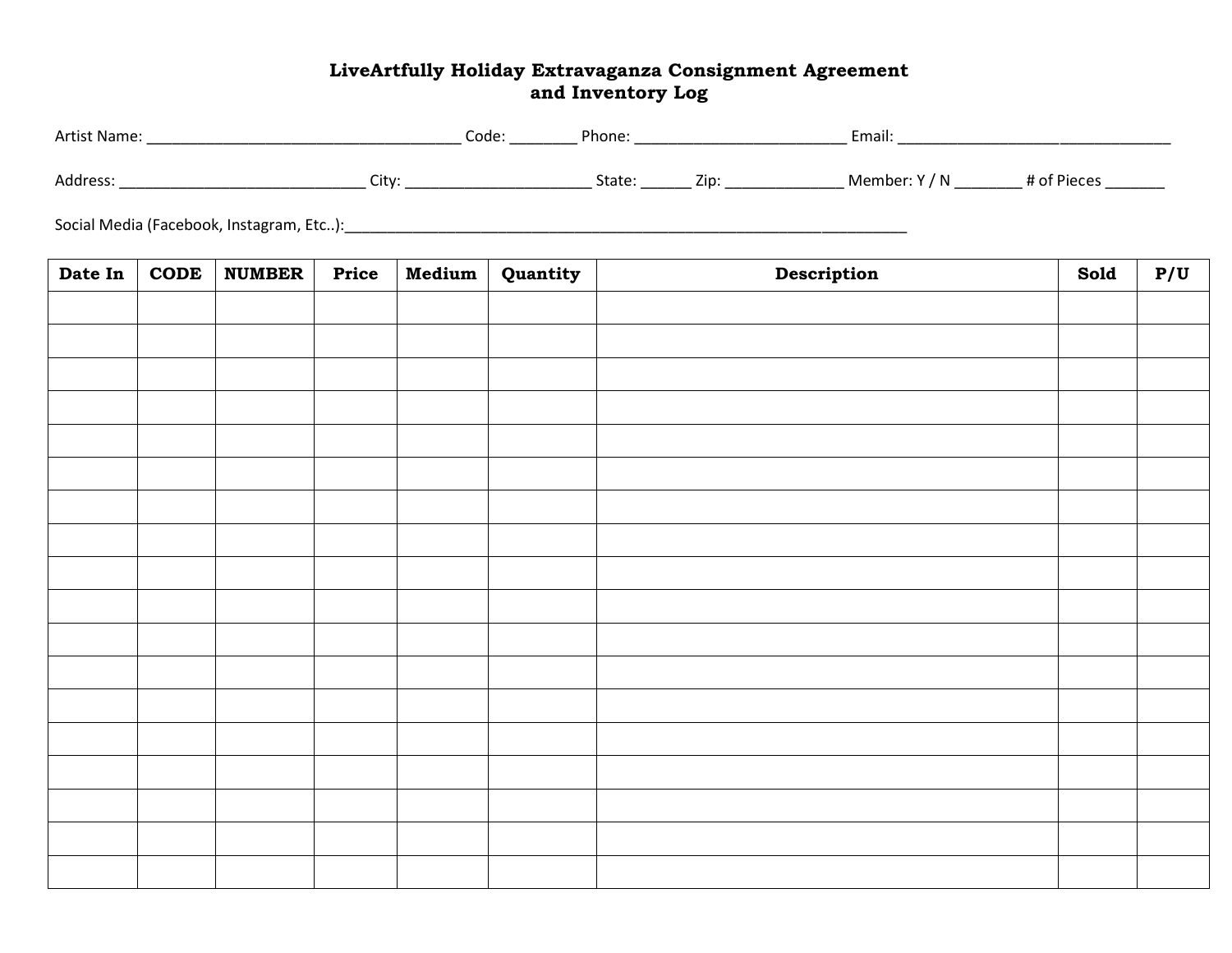# LiveArtfully Holiday Extravaganza Consignment Agreement and Inventory Log

Artist Name: ______________________________________ Code: ________ Phone: _________________________ Email: _________________________________

Address: ______________________________ City: ______________________ State: ______ Zip: ______________ Member: Y / N ________ # of Pieces _______

Social Media (Facebook, Instagram, Etc..):____________________________________________________________________

| Date In | CODE | NUMBER | Price | Medium | Quantity | Description | Sold | P/U |
|---|---|---|---|---|---|---|---|---|
| | | | | | | | | |
| | | | | | | | | |
| | | | | | | | | |
| | | | | | | | | |
| | | | | | | | | |
| | | | | | | | | |
| | | | | | | | | |
| | | | | | | | | |
| | | | | | | | | |
| | | | | | | | | |
| | | | | | | | | |
| | | | | | | | | |
| | | | | | | | | |
| | | | | | | | | |
| | | | | | | | | |
| | | | | | | | | |
| | | | | | | | | |
| | | | | | | | | |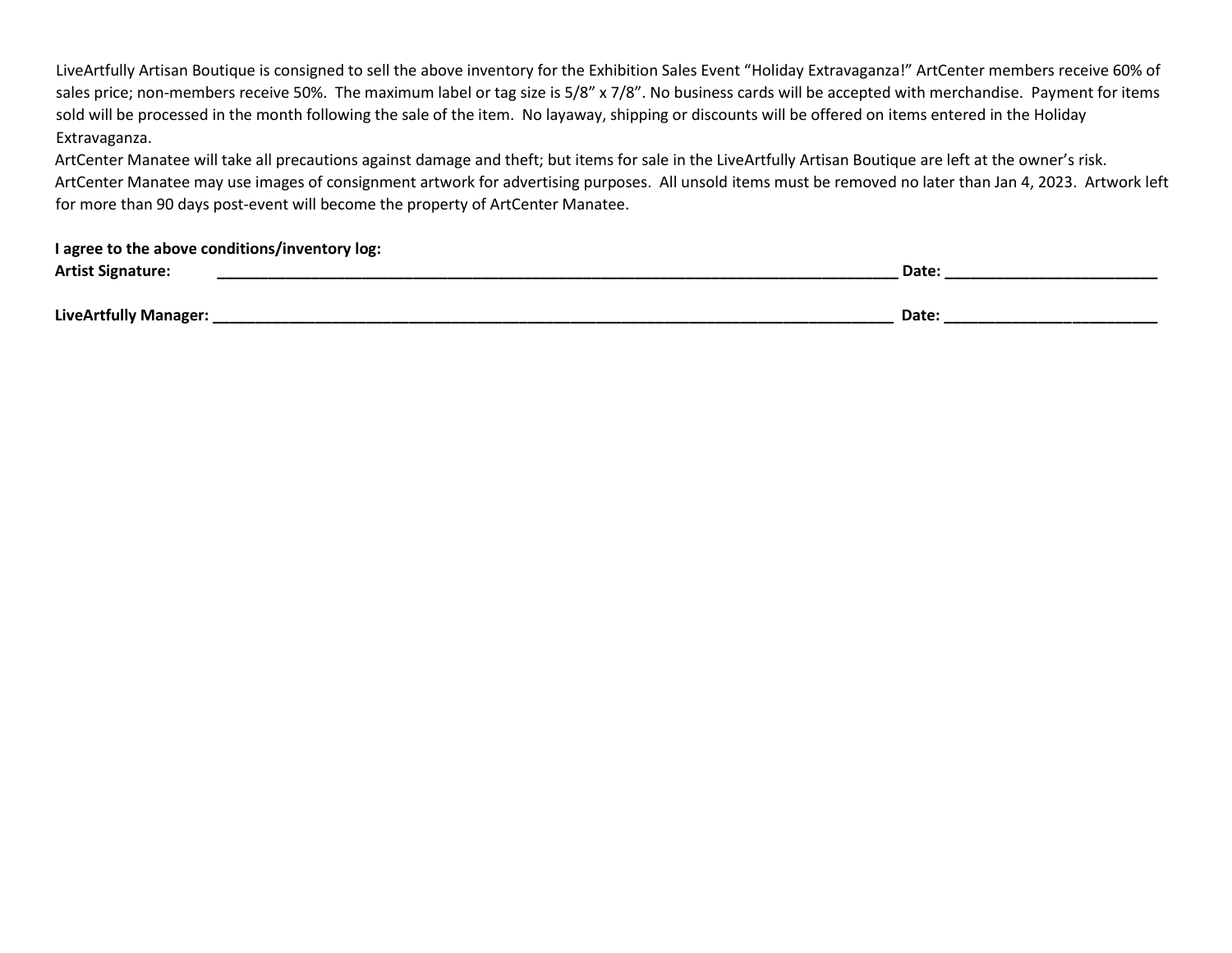LiveArtfully Artisan Boutique is consigned to sell the above inventory for the Exhibition Sales Event "Holiday Extravaganza!" ArtCenter members receive 60% of sales price; non-members receive 50%. The maximum label or tag size is 5/8" x 7/8". No business cards will be accepted with merchandise. Payment for items sold will be processed in the month following the sale of the item. No layaway, shipping or discounts will be offered on items entered in the Holiday Extravaganza.

ArtCenter Manatee will take all precautions against damage and theft; but items for sale in the LiveArtfully Artisan Boutique are left at the owner's risk. ArtCenter Manatee may use images of consignment artwork for advertising purposes. All unsold items must be removed no later than Jan 4, 2023. Artwork left for more than 90 days post-event will become the property of ArtCenter Manatee.

**I agree to the above conditions/inventory log:**

**Artist Signature:** ______________________________________________ **Date:** ______________________

**LiveArtfully Manager:** ______________________________________________ **Date:** ______________________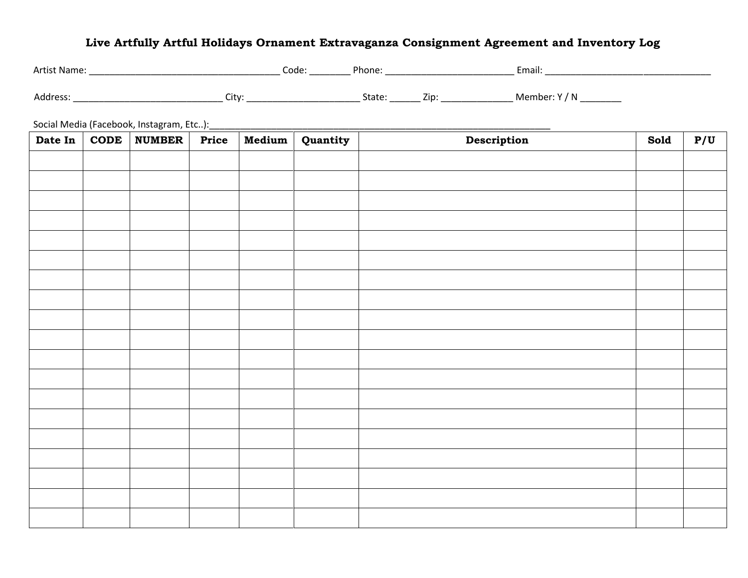**Live Artfully Artful Holidays Ornament Extravaganza Consignment Agreement and Inventory Log**

Artist Name: ______________________________________ Code: ________ Phone: _________________________ Email: ________________________________

Address: ______________________________ City: ______________________ State: ______ Zip: ______________ Member: Y / N ________

Social Media (Facebook, Instagram, Etc..):____________________________________________________________________

| Date In | CODE | NUMBER | Price | Medium | Quantity | Description | Sold | P/U |
|---|---|---|---|---|---|---|---|---|
| | | | | | | | | |
| | | | | | | | | |
| | | | | | | | | |
| | | | | | | | | |
| | | | | | | | | |
| | | | | | | | | |
| | | | | | | | | |
| | | | | | | | | |
| | | | | | | | | |
| | | | | | | | | |
| | | | | | | | | |
| | | | | | | | | |
| | | | | | | | | |
| | | | | | | | | |
| | | | | | | | | |
| | | | | | | | | |
| | | | | | | | | |
| | | | | | | | | |
| | | | | | | | | |